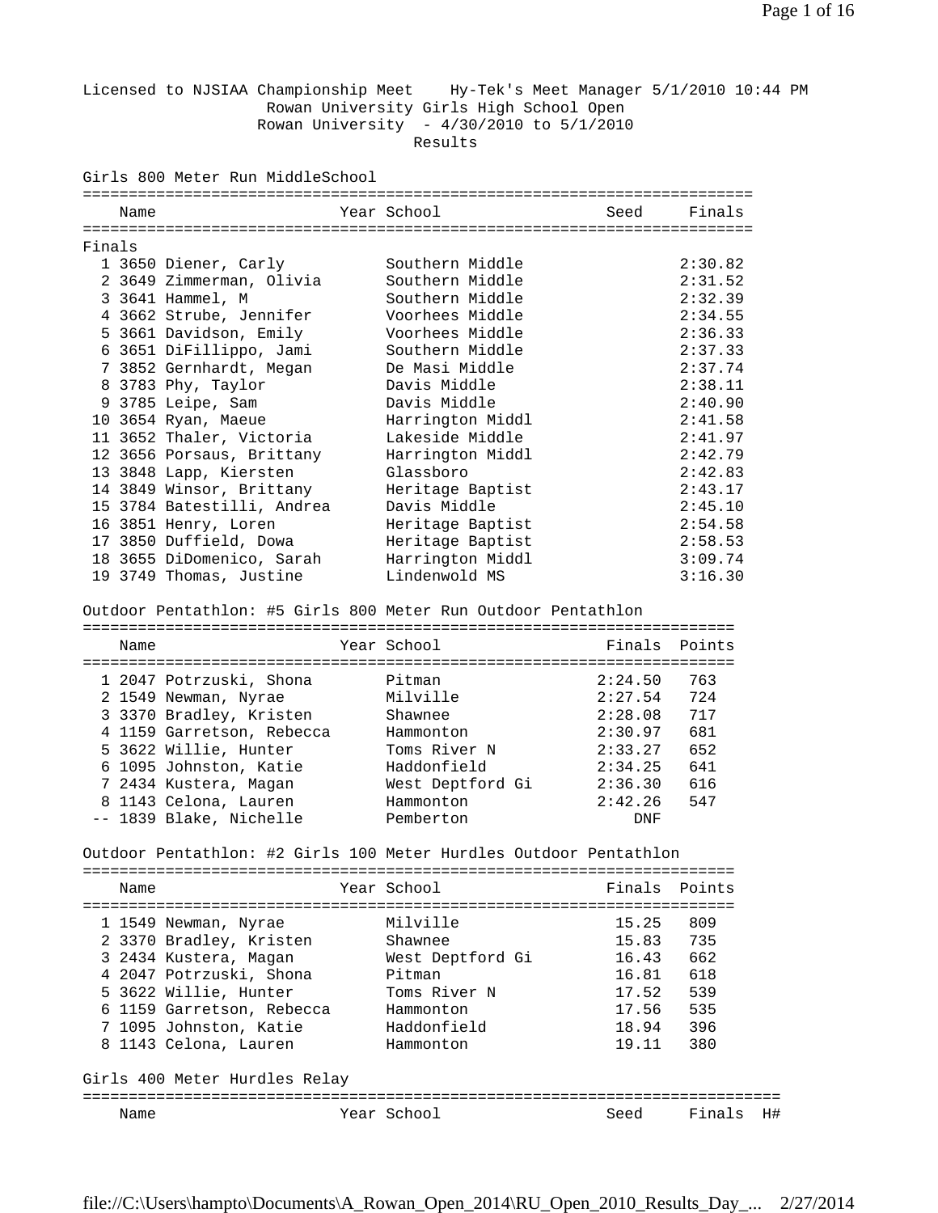Licensed to NJSIAA Championship Meet    Hy-Tek's Meet Manager 5/1/2010 10:44 PM

Rowan University Girls High School Open

Rowan University - 4/30/2010 to 5/1/2010

Results

## Girls 800 Meter Run MiddleSchool

**Finals**

| Place | # | Name | Year | School | Seed | Finals |
|---|---|---|---|---|---|---|
| 1 | 3650 | Diener, Carly | | Southern Middle | | 2:30.82 |
| 2 | 3649 | Zimmerman, Olivia | | Southern Middle | | 2:31.52 |
| 3 | 3641 | Hammel, M | | Southern Middle | | 2:32.39 |
| 4 | 3662 | Strube, Jennifer | | Voorhees Middle | | 2:34.55 |
| 5 | 3661 | Davidson, Emily | | Voorhees Middle | | 2:36.33 |
| 6 | 3651 | DiFillippo, Jami | | Southern Middle | | 2:37.33 |
| 7 | 3852 | Gernhardt, Megan | | De Masi Middle | | 2:37.74 |
| 8 | 3783 | Phy, Taylor | | Davis Middle | | 2:38.11 |
| 9 | 3785 | Leipe, Sam | | Davis Middle | | 2:40.90 |
| 10 | 3654 | Ryan, Maeue | | Harrington Middl | | 2:41.58 |
| 11 | 3652 | Thaler, Victoria | | Lakeside Middle | | 2:41.97 |
| 12 | 3656 | Porsaus, Brittany | | Harrington Middl | | 2:42.79 |
| 13 | 3848 | Lapp, Kiersten | | Glassboro | | 2:42.83 |
| 14 | 3849 | Winsor, Brittany | | Heritage Baptist | | 2:43.17 |
| 15 | 3784 | Batestilli, Andrea | | Davis Middle | | 2:45.10 |
| 16 | 3851 | Henry, Loren | | Heritage Baptist | | 2:54.58 |
| 17 | 3850 | Duffield, Dowa | | Heritage Baptist | | 2:58.53 |
| 18 | 3655 | DiDomenico, Sarah | | Harrington Middl | | 3:09.74 |
| 19 | 3749 | Thomas, Justine | | Lindenwold MS | | 3:16.30 |

## Outdoor Pentathlon: #5 Girls 800 Meter Run Outdoor Pentathlon

| Place | # | Name | Year | School | Finals | Points |
|---|---|---|---|---|---|---|
| 1 | 2047 | Potrzuski, Shona | | Pitman | 2:24.50 | 763 |
| 2 | 1549 | Newman, Nyrae | | Milville | 2:27.54 | 724 |
| 3 | 3370 | Bradley, Kristen | | Shawnee | 2:28.08 | 717 |
| 4 | 1159 | Garretson, Rebecca | | Hammonton | 2:30.97 | 681 |
| 5 | 3622 | Willie, Hunter | | Toms River N | 2:33.27 | 652 |
| 6 | 1095 | Johnston, Katie | | Haddonfield | 2:34.25 | 641 |
| 7 | 2434 | Kustera, Magan | | West Deptford Gi | 2:36.30 | 616 |
| 8 | 1143 | Celona, Lauren | | Hammonton | 2:42.26 | 547 |
| -- | 1839 | Blake, Nichelle | | Pemberton | DNF | |

## Outdoor Pentathlon: #2 Girls 100 Meter Hurdles Outdoor Pentathlon

| Place | # | Name | Year | School | Finals | Points |
|---|---|---|---|---|---|---|
| 1 | 1549 | Newman, Nyrae | | Milville | 15.25 | 809 |
| 2 | 3370 | Bradley, Kristen | | Shawnee | 15.83 | 735 |
| 3 | 2434 | Kustera, Magan | | West Deptford Gi | 16.43 | 662 |
| 4 | 2047 | Potrzuski, Shona | | Pitman | 16.81 | 618 |
| 5 | 3622 | Willie, Hunter | | Toms River N | 17.52 | 539 |
| 6 | 1159 | Garretson, Rebecca | | Hammonton | 17.56 | 535 |
| 7 | 1095 | Johnston, Katie | | Haddonfield | 18.94 | 396 |
| 8 | 1143 | Celona, Lauren | | Hammonton | 19.11 | 380 |

## Girls 400 Meter Hurdles Relay

| Name | Year | School | Seed | Finals | H# |
|---|---|---|---|---|---|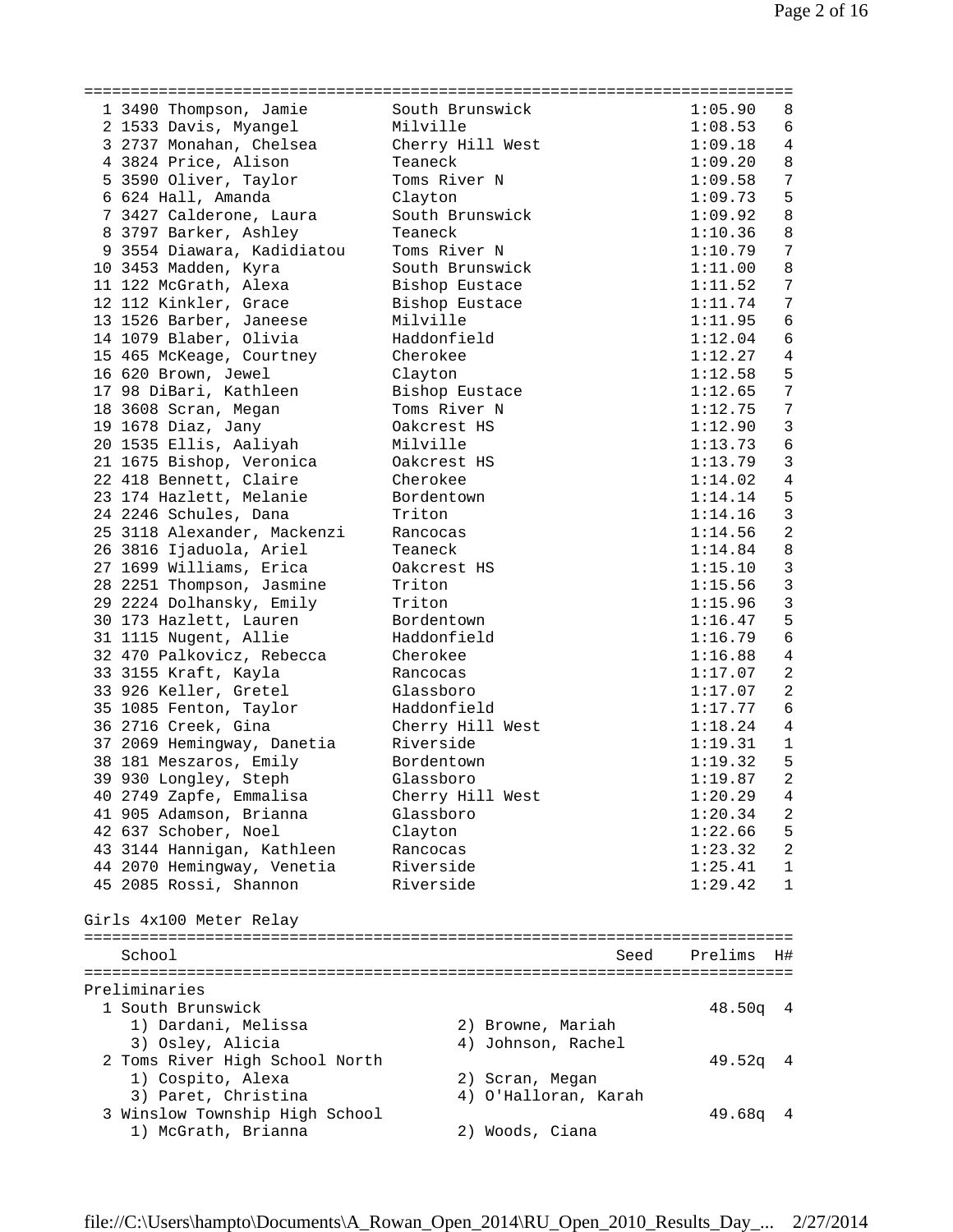| Place | # | Name | School | Time | H# |
|---|---|---|---|---|---|
| 1 | 3490 | Thompson, Jamie | South Brunswick | 1:05.90 | 8 |
| 2 | 1533 | Davis, Myangel | Milville | 1:08.53 | 6 |
| 3 | 2737 | Monahan, Chelsea | Cherry Hill West | 1:09.18 | 4 |
| 4 | 3824 | Price, Alison | Teaneck | 1:09.20 | 8 |
| 5 | 3590 | Oliver, Taylor | Toms River N | 1:09.58 | 7 |
| 6 | 624 | Hall, Amanda | Clayton | 1:09.73 | 5 |
| 7 | 3427 | Calderone, Laura | South Brunswick | 1:09.92 | 8 |
| 8 | 3797 | Barker, Ashley | Teaneck | 1:10.36 | 8 |
| 9 | 3554 | Diawara, Kadidiatou | Toms River N | 1:10.79 | 7 |
| 10 | 3453 | Madden, Kyra | South Brunswick | 1:11.00 | 8 |
| 11 | 122 | McGrath, Alexa | Bishop Eustace | 1:11.52 | 7 |
| 12 | 112 | Kinkler, Grace | Bishop Eustace | 1:11.74 | 7 |
| 13 | 1526 | Barber, Janeese | Milville | 1:11.95 | 6 |
| 14 | 1079 | Blaber, Olivia | Haddonfield | 1:12.04 | 6 |
| 15 | 465 | McKeage, Courtney | Cherokee | 1:12.27 | 4 |
| 16 | 620 | Brown, Jewel | Clayton | 1:12.58 | 5 |
| 17 | 98 | DiBari, Kathleen | Bishop Eustace | 1:12.65 | 7 |
| 18 | 3608 | Scran, Megan | Toms River N | 1:12.75 | 7 |
| 19 | 1678 | Diaz, Jany | Oakcrest HS | 1:12.90 | 3 |
| 20 | 1535 | Ellis, Aaliyah | Milville | 1:13.73 | 6 |
| 21 | 1675 | Bishop, Veronica | Oakcrest HS | 1:13.79 | 3 |
| 22 | 418 | Bennett, Claire | Cherokee | 1:14.02 | 4 |
| 23 | 174 | Hazlett, Melanie | Bordentown | 1:14.14 | 5 |
| 24 | 2246 | Schules, Dana | Triton | 1:14.16 | 3 |
| 25 | 3118 | Alexander, Mackenzi | Rancocas | 1:14.56 | 2 |
| 26 | 3816 | Ijaduola, Ariel | Teaneck | 1:14.84 | 8 |
| 27 | 1699 | Williams, Erica | Oakcrest HS | 1:15.10 | 3 |
| 28 | 2251 | Thompson, Jasmine | Triton | 1:15.56 | 3 |
| 29 | 2224 | Dolhansky, Emily | Triton | 1:15.96 | 3 |
| 30 | 173 | Hazlett, Lauren | Bordentown | 1:16.47 | 5 |
| 31 | 1115 | Nugent, Allie | Haddonfield | 1:16.79 | 6 |
| 32 | 470 | Palkovicz, Rebecca | Cherokee | 1:16.88 | 4 |
| 33 | 3155 | Kraft, Kayla | Rancocas | 1:17.07 | 2 |
| 33 | 926 | Keller, Gretel | Glassboro | 1:17.07 | 2 |
| 35 | 1085 | Fenton, Taylor | Haddonfield | 1:17.77 | 6 |
| 36 | 2716 | Creek, Gina | Cherry Hill West | 1:18.24 | 4 |
| 37 | 2069 | Hemingway, Danetia | Riverside | 1:19.31 | 1 |
| 38 | 181 | Meszaros, Emily | Bordentown | 1:19.32 | 5 |
| 39 | 930 | Longley, Steph | Glassboro | 1:19.87 | 2 |
| 40 | 2749 | Zapfe, Emmalisa | Cherry Hill West | 1:20.29 | 4 |
| 41 | 905 | Adamson, Brianna | Glassboro | 1:20.34 | 2 |
| 42 | 637 | Schober, Noel | Clayton | 1:22.66 | 5 |
| 43 | 3144 | Hannigan, Kathleen | Rancocas | 1:23.32 | 2 |
| 44 | 2070 | Hemingway, Venetia | Riverside | 1:25.41 | 1 |
| 45 | 2085 | Rossi, Shannon | Riverside | 1:29.42 | 1 |

Girls 4x100 Meter Relay

| | School | Seed | Prelims | H# |
|---|---|---|---|---|
| | **Preliminaries** | | | |
| 1 | South Brunswick | | 48.50q | 4 |
| | 1) Dardani, Melissa; 2) Browne, Mariah; 3) Osley, Alicia; 4) Johnson, Rachel | | | |
| 2 | Toms River High School North | | 49.52q | 4 |
| | 1) Cospito, Alexa; 2) Scran, Megan; 3) Paret, Christina; 4) O'Halloran, Karah | | | |
| 3 | Winslow Township High School | | 49.68q | 4 |
| | 1) McGrath, Brianna; 2) Woods, Ciana | | | |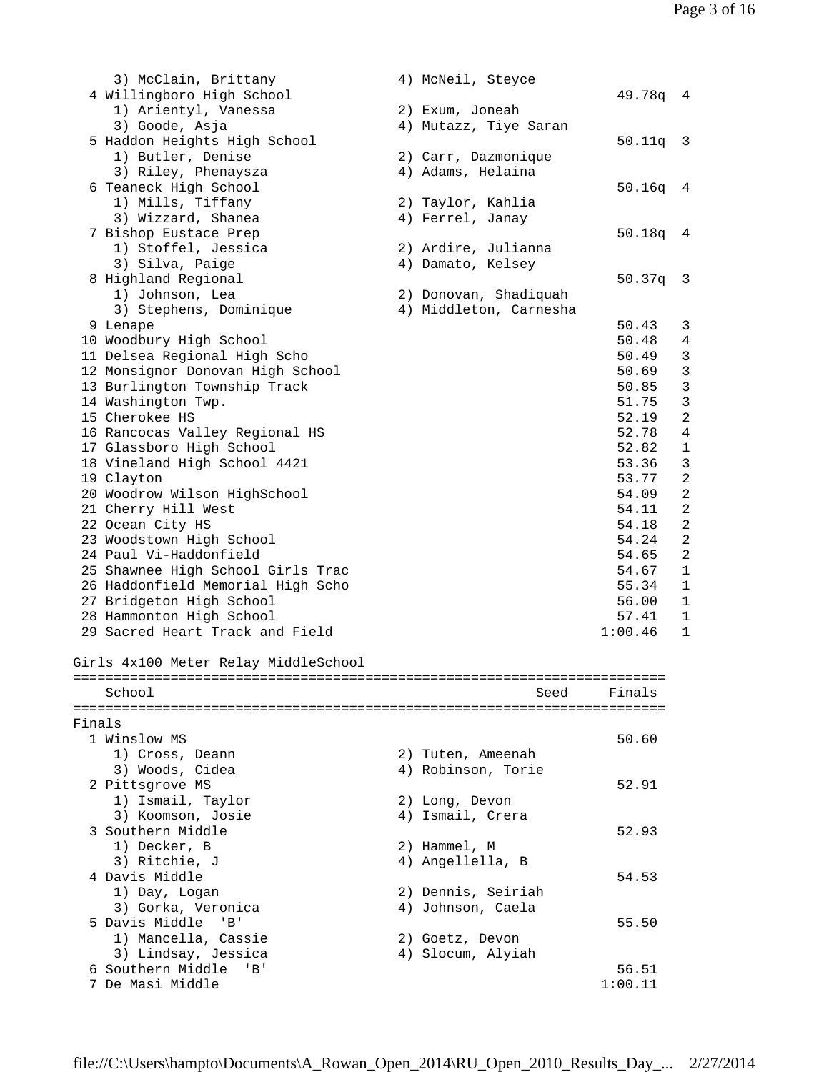```
    3) McClain, Brittany              4) McNeil, Steyce
  4 Willingboro High School                                      49.78q  4
    1) Arientyl, Vanessa              2) Exum, Joneah
    3) Goode, Asja                    4) Mutazz, Tiye Saran
  5 Haddon Heights High School                                   50.11q  3
    1) Butler, Denise                 2) Carr, Dazmonique
    3) Riley, Phenaysza               4) Adams, Helaina
  6 Teaneck High School                                          50.16q  4
    1) Mills, Tiffany                 2) Taylor, Kahlia
    3) Wizzard, Shanea                4) Ferrel, Janay
  7 Bishop Eustace Prep                                          50.18q  4
    1) Stoffel, Jessica               2) Ardire, Julianna
    3) Silva, Paige                   4) Damato, Kelsey
  8 Highland Regional                                            50.37q  3
    1) Johnson, Lea                   2) Donovan, Shadiquah
    3) Stephens, Dominique            4) Middleton, Carnesha
  9 Lenape                                                       50.43   3
 10 Woodbury High School                                         50.48   4
 11 Delsea Regional High Scho                                    50.49   3
 12 Monsignor Donovan High School                                50.69   3
 13 Burlington Township Track                                    50.85   3
 14 Washington Twp.                                              51.75   3
 15 Cherokee HS                                                  52.19   2
 16 Rancocas Valley Regional HS                                  52.78   4
 17 Glassboro High School                                        52.82   1
 18 Vineland High School 4421                                    53.36   3
 19 Clayton                                                      53.77   2
 20 Woodrow Wilson HighSchool                                    54.09   2
 21 Cherry Hill West                                             54.11   2
 22 Ocean City HS                                                54.18   2
 23 Woodstown High School                                        54.24   2
 24 Paul Vi-Haddonfield                                          54.65   2
 25 Shawnee High School Girls Trac                               54.67   1
 26 Haddonfield Memorial High Scho                               55.34   1
 27 Bridgeton High School                                        56.00   1
 28 Hammonton High School                                        57.41   1
 29 Sacred Heart Track and Field                               1:00.46   1

Girls 4x100 Meter Relay MiddleSchool
=========================================================================
    School                                               Seed     Finals
=========================================================================
Finals
  1 Winslow MS                                                   50.60
    1) Cross, Deann                   2) Tuten, Ameenah
    3) Woods, Cidea                   4) Robinson, Torie
  2 Pittsgrove MS                                                52.91
    1) Ismail, Taylor                 2) Long, Devon
    3) Koomson, Josie                 4) Ismail, Crera
  3 Southern Middle                                              52.93
    1) Decker, B                      2) Hammel, M
    3) Ritchie, J                     4) Angellella, B
  4 Davis Middle                                                 54.53
    1) Day, Logan                     2) Dennis, Seiriah
    3) Gorka, Veronica                4) Johnson, Caela
  5 Davis Middle  'B'                                            55.50
    1) Mancella, Cassie               2) Goetz, Devon
    3) Lindsay, Jessica               4) Slocum, Alyiah
  6 Southern Middle  'B'                                         56.51
  7 De Masi Middle                                             1:00.11
```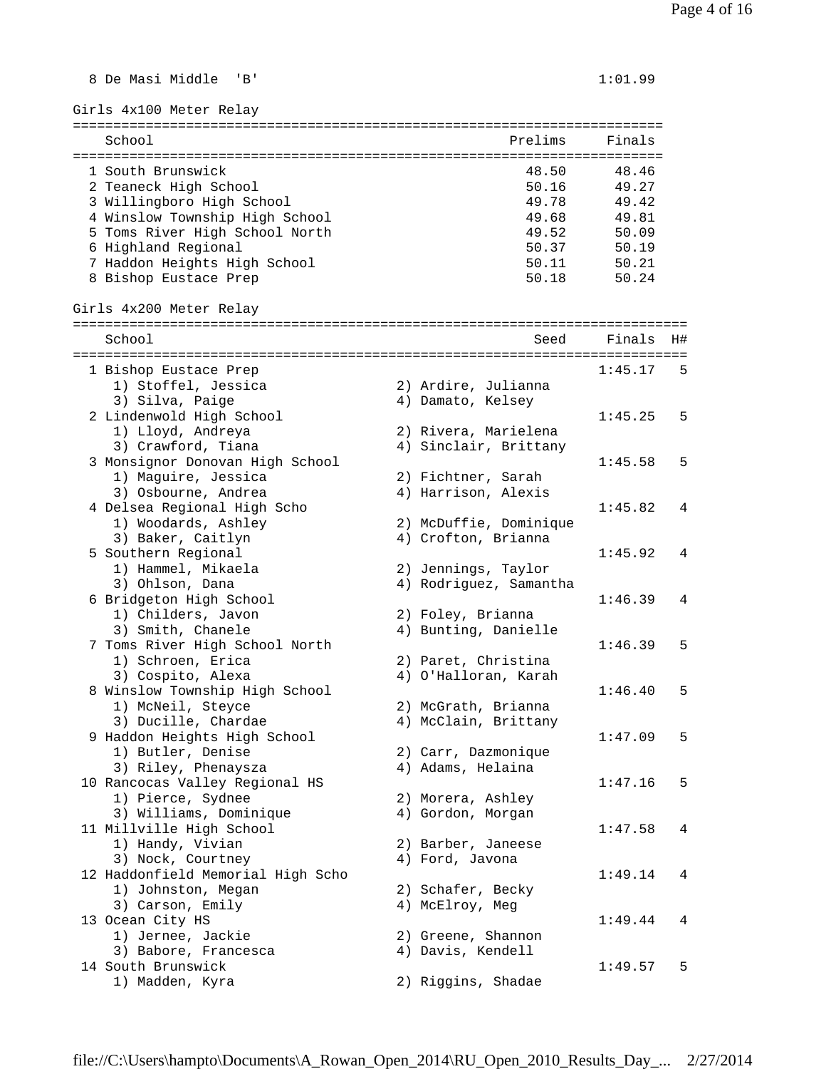| | | |
|---|---|---|
| 8 | De Masi Middle 'B' | 1:01.99 |

## Girls 4x100 Meter Relay

| | School | Prelims | Finals |
|---|---|---|---|
| 1 | South Brunswick | 48.50 | 48.46 |
| 2 | Teaneck High School | 50.16 | 49.27 |
| 3 | Willingboro High School | 49.78 | 49.42 |
| 4 | Winslow Township High School | 49.68 | 49.81 |
| 5 | Toms River High School North | 49.52 | 50.09 |
| 6 | Highland Regional | 50.37 | 50.19 |
| 7 | Haddon Heights High School | 50.11 | 50.21 |
| 8 | Bishop Eustace Prep | 50.18 | 50.24 |

## Girls 4x200 Meter Relay

| | School | Seed | Finals | H# |
|---|---|---|---|---|
| 1 | Bishop Eustace Prep | | 1:45.17 | 5 |
| | 1) Stoffel, Jessica | 2) Ardire, Julianna | | |
| | 3) Silva, Paige | 4) Damato, Kelsey | | |
| 2 | Lindenwold High School | | 1:45.25 | 5 |
| | 1) Lloyd, Andreya | 2) Rivera, Marielena | | |
| | 3) Crawford, Tiana | 4) Sinclair, Brittany | | |
| 3 | Monsignor Donovan High School | | 1:45.58 | 5 |
| | 1) Maguire, Jessica | 2) Fichtner, Sarah | | |
| | 3) Osbourne, Andrea | 4) Harrison, Alexis | | |
| 4 | Delsea Regional High Scho | | 1:45.82 | 4 |
| | 1) Woodards, Ashley | 2) McDuffie, Dominique | | |
| | 3) Baker, Caitlyn | 4) Crofton, Brianna | | |
| 5 | Southern Regional | | 1:45.92 | 4 |
| | 1) Hammel, Mikaela | 2) Jennings, Taylor | | |
| | 3) Ohlson, Dana | 4) Rodriguez, Samantha | | |
| 6 | Bridgeton High School | | 1:46.39 | 4 |
| | 1) Childers, Javon | 2) Foley, Brianna | | |
| | 3) Smith, Chanele | 4) Bunting, Danielle | | |
| 7 | Toms River High School North | | 1:46.39 | 5 |
| | 1) Schroen, Erica | 2) Paret, Christina | | |
| | 3) Cospito, Alexa | 4) O'Halloran, Karah | | |
| 8 | Winslow Township High School | | 1:46.40 | 5 |
| | 1) McNeil, Steyce | 2) McGrath, Brianna | | |
| | 3) Ducille, Chardae | 4) McClain, Brittany | | |
| 9 | Haddon Heights High School | | 1:47.09 | 5 |
| | 1) Butler, Denise | 2) Carr, Dazmonique | | |
| | 3) Riley, Phenaysza | 4) Adams, Helaina | | |
| 10 | Rancocas Valley Regional HS | | 1:47.16 | 5 |
| | 1) Pierce, Sydnee | 2) Morera, Ashley | | |
| | 3) Williams, Dominique | 4) Gordon, Morgan | | |
| 11 | Millville High School | | 1:47.58 | 4 |
| | 1) Handy, Vivian | 2) Barber, Janeese | | |
| | 3) Nock, Courtney | 4) Ford, Javona | | |
| 12 | Haddonfield Memorial High Scho | | 1:49.14 | 4 |
| | 1) Johnston, Megan | 2) Schafer, Becky | | |
| | 3) Carson, Emily | 4) McElroy, Meg | | |
| 13 | Ocean City HS | | 1:49.44 | 4 |
| | 1) Jernee, Jackie | 2) Greene, Shannon | | |
| | 3) Babore, Francesca | 4) Davis, Kendell | | |
| 14 | South Brunswick | | 1:49.57 | 5 |
| | 1) Madden, Kyra | 2) Riggins, Shadae | | |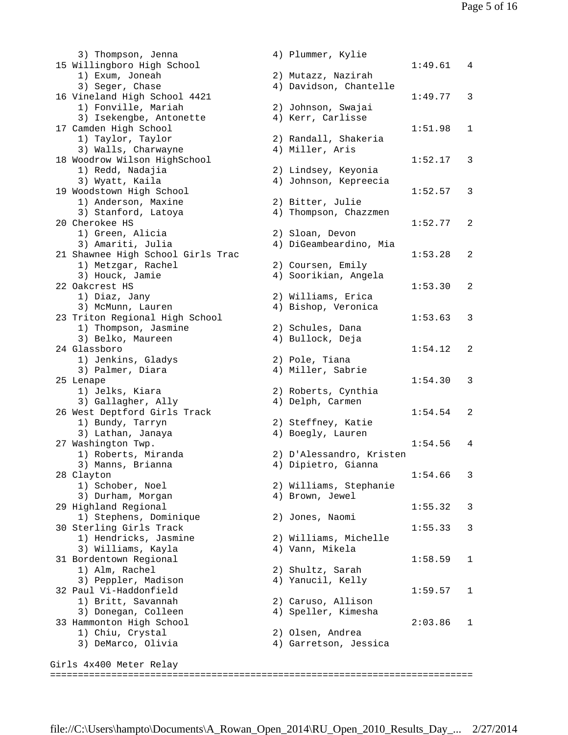```
    3) Thompson, Jenna              4) Plummer, Kylie
 15 Willingboro High School                                      1:49.61   4
    1) Exum, Joneah                 2) Mutazz, Nazirah
    3) Seger, Chase                 4) Davidson, Chantelle
 16 Vineland High School 4421                                    1:49.77   3
    1) Fonville, Mariah             2) Johnson, Swajai
    3) Isekengbe, Antonette         4) Kerr, Carlisse
 17 Camden High School                                           1:51.98   1
    1) Taylor, Taylor               2) Randall, Shakeria
    3) Walls, Charwayne             4) Miller, Aris
 18 Woodrow Wilson HighSchool                                    1:52.17   3
    1) Redd, Nadajia                2) Lindsey, Keyonia
    3) Wyatt, Kaila                 4) Johnson, Kepreecia
 19 Woodstown High School                                        1:52.57   3
    1) Anderson, Maxine             2) Bitter, Julie
    3) Stanford, Latoya             4) Thompson, Chazzmen
 20 Cherokee HS                                                  1:52.77   2
    1) Green, Alicia                2) Sloan, Devon
    3) Amariti, Julia               4) DiGeambeardino, Mia
 21 Shawnee High School Girls Trac                               1:53.28   2
    1) Metzgar, Rachel              2) Coursen, Emily
    3) Houck, Jamie                 4) Soorikian, Angela
 22 Oakcrest HS                                                  1:53.30   2
    1) Diaz, Jany                   2) Williams, Erica
    3) McMunn, Lauren               4) Bishop, Veronica
 23 Triton Regional High School                                  1:53.63   3
    1) Thompson, Jasmine            2) Schules, Dana
    3) Belko, Maureen               4) Bullock, Deja
 24 Glassboro                                                    1:54.12   2
    1) Jenkins, Gladys              2) Pole, Tiana
    3) Palmer, Diara                4) Miller, Sabrie
 25 Lenape                                                       1:54.30   3
    1) Jelks, Kiara                 2) Roberts, Cynthia
    3) Gallagher, Ally              4) Delph, Carmen
 26 West Deptford Girls Track                                    1:54.54   2
    1) Bundy, Tarryn                2) Steffney, Katie
    3) Lathan, Janaya               4) Boegly, Lauren
 27 Washington Twp.                                              1:54.56   4
    1) Roberts, Miranda             2) D'Alessandro, Kristen
    3) Manns, Brianna               4) Dipietro, Gianna
 28 Clayton                                                      1:54.66   3
    1) Schober, Noel                2) Williams, Stephanie
    3) Durham, Morgan               4) Brown, Jewel
 29 Highland Regional                                            1:55.32   3
    1) Stephens, Dominique          2) Jones, Naomi
 30 Sterling Girls Track                                         1:55.33   3
    1) Hendricks, Jasmine           2) Williams, Michelle
    3) Williams, Kayla              4) Vann, Mikela
 31 Bordentown Regional                                          1:58.59   1
    1) Alm, Rachel                  2) Shultz, Sarah
    3) Peppler, Madison             4) Yanucil, Kelly
 32 Paul Vi-Haddonfield                                          1:59.57   1
    1) Britt, Savannah              2) Caruso, Allison
    3) Donegan, Colleen             4) Speller, Kimesha
 33 Hammonton High School                                        2:03.86   1
    1) Chiu, Crystal                2) Olsen, Andrea
    3) DeMarco, Olivia              4) Garretson, Jessica

Girls 4x400 Meter Relay
============================================================================
```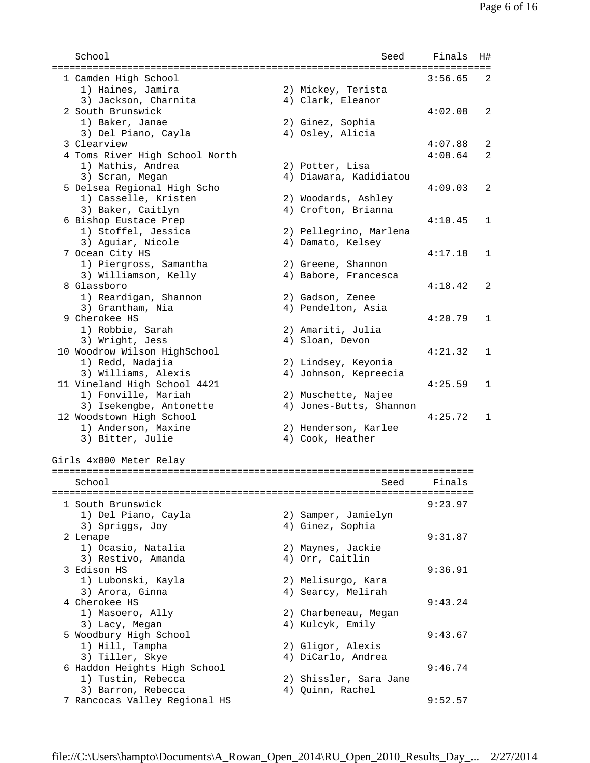| School | Seed | Finals | H# |
|---|---|---|---|
| 1 Camden High School | | 3:56.65 | 2 |
| 1) Haines, Jamira | 2) Mickey, Terista | | |
| 3) Jackson, Charnita | 4) Clark, Eleanor | | |
| 2 South Brunswick | | 4:02.08 | 2 |
| 1) Baker, Janae | 2) Ginez, Sophia | | |
| 3) Del Piano, Cayla | 4) Osley, Alicia | | |
| 3 Clearview | | 4:07.88 | 2 |
| 4 Toms River High School North | | 4:08.64 | 2 |
| 1) Mathis, Andrea | 2) Potter, Lisa | | |
| 3) Scran, Megan | 4) Diawara, Kadidiatou | | |
| 5 Delsea Regional High Scho | | 4:09.03 | 2 |
| 1) Casselle, Kristen | 2) Woodards, Ashley | | |
| 3) Baker, Caitlyn | 4) Crofton, Brianna | | |
| 6 Bishop Eustace Prep | | 4:10.45 | 1 |
| 1) Stoffel, Jessica | 2) Pellegrino, Marlena | | |
| 3) Aguiar, Nicole | 4) Damato, Kelsey | | |
| 7 Ocean City HS | | 4:17.18 | 1 |
| 1) Piergross, Samantha | 2) Greene, Shannon | | |
| 3) Williamson, Kelly | 4) Babore, Francesca | | |
| 8 Glassboro | | 4:18.42 | 2 |
| 1) Reardigan, Shannon | 2) Gadson, Zenee | | |
| 3) Grantham, Nia | 4) Pendelton, Asia | | |
| 9 Cherokee HS | | 4:20.79 | 1 |
| 1) Robbie, Sarah | 2) Amariti, Julia | | |
| 3) Wright, Jess | 4) Sloan, Devon | | |
| 10 Woodrow Wilson HighSchool | | 4:21.32 | 1 |
| 1) Redd, Nadajia | 2) Lindsey, Keyonia | | |
| 3) Williams, Alexis | 4) Johnson, Kepreecia | | |
| 11 Vineland High School 4421 | | 4:25.59 | 1 |
| 1) Fonville, Mariah | 2) Muschette, Najee | | |
| 3) Isekengbe, Antonette | 4) Jones-Butts, Shannon | | |
| 12 Woodstown High School | | 4:25.72 | 1 |
| 1) Anderson, Maxine | 2) Henderson, Karlee | | |
| 3) Bitter, Julie | 4) Cook, Heather | | |

## Girls 4x800 Meter Relay

| School | Seed | Finals |
|---|---|---|
| 1 South Brunswick | | 9:23.97 |
| 1) Del Piano, Cayla | 2) Samper, Jamielyn | |
| 3) Spriggs, Joy | 4) Ginez, Sophia | |
| 2 Lenape | | 9:31.87 |
| 1) Ocasio, Natalia | 2) Maynes, Jackie | |
| 3) Restivo, Amanda | 4) Orr, Caitlin | |
| 3 Edison HS | | 9:36.91 |
| 1) Lubonski, Kayla | 2) Melisurgo, Kara | |
| 3) Arora, Ginna | 4) Searcy, Melirah | |
| 4 Cherokee HS | | 9:43.24 |
| 1) Masoero, Ally | 2) Charbeneau, Megan | |
| 3) Lacy, Megan | 4) Kulcyk, Emily | |
| 5 Woodbury High School | | 9:43.67 |
| 1) Hill, Tampha | 2) Gligor, Alexis | |
| 3) Tiller, Skye | 4) DiCarlo, Andrea | |
| 6 Haddon Heights High School | | 9:46.74 |
| 1) Tustin, Rebecca | 2) Shissler, Sara Jane | |
| 3) Barron, Rebecca | 4) Quinn, Rachel | |
| 7 Rancocas Valley Regional HS | | 9:52.57 |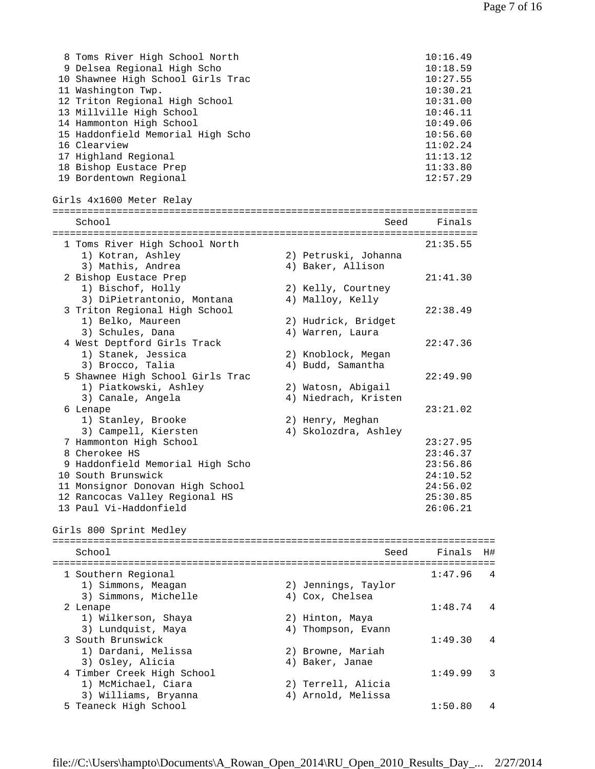| Place | School | Finals |
|---|---|---|
| 8 | Toms River High School North | 10:16.49 |
| 9 | Delsea Regional High Scho | 10:18.59 |
| 10 | Shawnee High School Girls Trac | 10:27.55 |
| 11 | Washington Twp. | 10:30.21 |
| 12 | Triton Regional High School | 10:31.00 |
| 13 | Millville High School | 10:46.11 |
| 14 | Hammonton High School | 10:49.06 |
| 15 | Haddonfield Memorial High Scho | 10:56.60 |
| 16 | Clearview | 11:02.24 |
| 17 | Highland Regional | 11:13.12 |
| 18 | Bishop Eustace Prep | 11:33.80 |
| 19 | Bordentown Regional | 12:57.29 |

## Girls 4x1600 Meter Relay

| Place | School | Seed | Finals |
|---|---|---|---|
| 1 | Toms River High School North | | 21:35.55 |
| | 1) Kotran, Ashley; 2) Petruski, Johanna; 3) Mathis, Andrea; 4) Baker, Allison | | |
| 2 | Bishop Eustace Prep | | 21:41.30 |
| | 1) Bischof, Holly; 2) Kelly, Courtney; 3) DiPietrantonio, Montana; 4) Malloy, Kelly | | |
| 3 | Triton Regional High School | | 22:38.49 |
| | 1) Belko, Maureen; 2) Hudrick, Bridget; 3) Schules, Dana; 4) Warren, Laura | | |
| 4 | West Deptford Girls Track | | 22:47.36 |
| | 1) Stanek, Jessica; 2) Knoblock, Megan; 3) Brocco, Talia; 4) Budd, Samantha | | |
| 5 | Shawnee High School Girls Trac | | 22:49.90 |
| | 1) Piatkowski, Ashley; 2) Watosn, Abigail; 3) Canale, Angela; 4) Niedrach, Kristen | | |
| 6 | Lenape | | 23:21.02 |
| | 1) Stanley, Brooke; 2) Henry, Meghan; 3) Campell, Kiersten; 4) Skolozdra, Ashley | | |
| 7 | Hammonton High School | | 23:27.95 |
| 8 | Cherokee HS | | 23:46.37 |
| 9 | Haddonfield Memorial High Scho | | 23:56.86 |
| 10 | South Brunswick | | 24:10.52 |
| 11 | Monsignor Donovan High School | | 24:56.02 |
| 12 | Rancocas Valley Regional HS | | 25:30.85 |
| 13 | Paul Vi-Haddonfield | | 26:06.21 |

## Girls 800 Sprint Medley

| Place | School | Seed | Finals | H# |
|---|---|---|---|---|
| 1 | Southern Regional | | 1:47.96 | 4 |
| | 1) Simmons, Meagan; 2) Jennings, Taylor; 3) Simmons, Michelle; 4) Cox, Chelsea | | | |
| 2 | Lenape | | 1:48.74 | 4 |
| | 1) Wilkerson, Shaya; 2) Hinton, Maya; 3) Lundquist, Maya; 4) Thompson, Evann | | | |
| 3 | South Brunswick | | 1:49.30 | 4 |
| | 1) Dardani, Melissa; 2) Browne, Mariah; 3) Osley, Alicia; 4) Baker, Janae | | | |
| 4 | Timber Creek High School | | 1:49.99 | 3 |
| | 1) McMichael, Ciara; 2) Terrell, Alicia; 3) Williams, Bryanna; 4) Arnold, Melissa | | | |
| 5 | Teaneck High School | | 1:50.80 | 4 |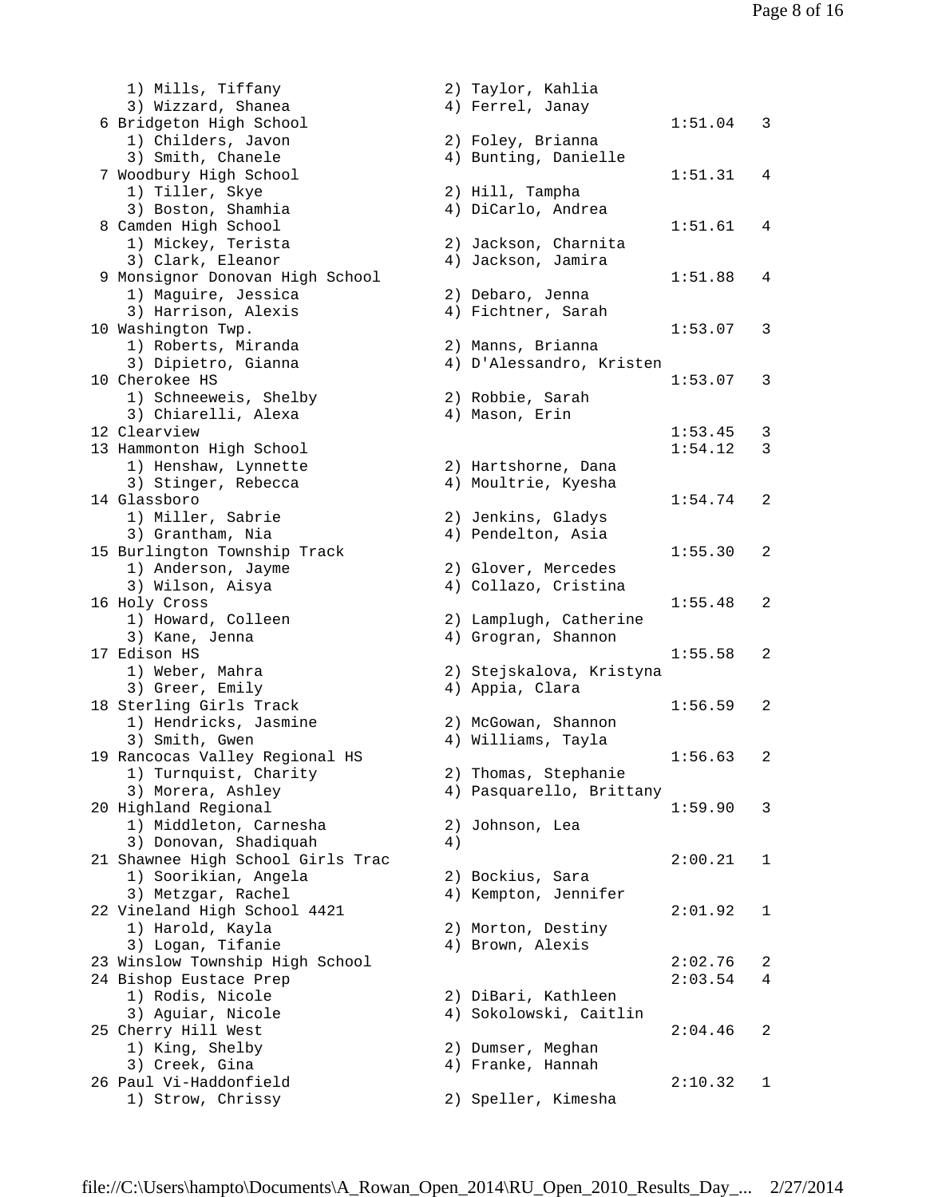```
    1) Mills, Tiffany                 2) Taylor, Kahlia
    3) Wizzard, Shanea                4) Ferrel, Janay
 6 Bridgeton High School                                    1:51.04   3
    1) Childers, Javon                2) Foley, Brianna
    3) Smith, Chanele                 4) Bunting, Danielle
 7 Woodbury High School                                     1:51.31   4
    1) Tiller, Skye                   2) Hill, Tampha
    3) Boston, Shamhia                4) DiCarlo, Andrea
 8 Camden High School                                       1:51.61   4
    1) Mickey, Terista                2) Jackson, Charnita
    3) Clark, Eleanor                 4) Jackson, Jamira
 9 Monsignor Donovan High School                            1:51.88   4
    1) Maguire, Jessica               2) Debaro, Jenna
    3) Harrison, Alexis               4) Fichtner, Sarah
10 Washington Twp.                                          1:53.07   3
    1) Roberts, Miranda               2) Manns, Brianna
    3) Dipietro, Gianna               4) D'Alessandro, Kristen
10 Cherokee HS                                              1:53.07   3
    1) Schneeweis, Shelby             2) Robbie, Sarah
    3) Chiarelli, Alexa               4) Mason, Erin
12 Clearview                                                1:53.45   3
13 Hammonton High School                                    1:54.12   3
    1) Henshaw, Lynnette              2) Hartshorne, Dana
    3) Stinger, Rebecca               4) Moultrie, Kyesha
14 Glassboro                                                1:54.74   2
    1) Miller, Sabrie                 2) Jenkins, Gladys
    3) Grantham, Nia                  4) Pendelton, Asia
15 Burlington Township Track                                1:55.30   2
    1) Anderson, Jayme                2) Glover, Mercedes
    3) Wilson, Aisya                  4) Collazo, Cristina
16 Holy Cross                                               1:55.48   2
    1) Howard, Colleen                2) Lamplugh, Catherine
    3) Kane, Jenna                    4) Grogran, Shannon
17 Edison HS                                                1:55.58   2
    1) Weber, Mahra                   2) Stejskalova, Kristyna
    3) Greer, Emily                   4) Appia, Clara
18 Sterling Girls Track                                     1:56.59   2
    1) Hendricks, Jasmine             2) McGowan, Shannon
    3) Smith, Gwen                    4) Williams, Tayla
19 Rancocas Valley Regional HS                              1:56.63   2
    1) Turnquist, Charity             2) Thomas, Stephanie
    3) Morera, Ashley                 4) Pasquarello, Brittany
20 Highland Regional                                        1:59.90   3
    1) Middleton, Carnesha            2) Johnson, Lea
    3) Donovan, Shadiquah             4)
21 Shawnee High School Girls Trac                           2:00.21   1
    1) Soorikian, Angela              2) Bockius, Sara
    3) Metzgar, Rachel                4) Kempton, Jennifer
22 Vineland High School 4421                                2:01.92   1
    1) Harold, Kayla                  2) Morton, Destiny
    3) Logan, Tifanie                 4) Brown, Alexis
23 Winslow Township High School                             2:02.76   2
24 Bishop Eustace Prep                                      2:03.54   4
    1) Rodis, Nicole                  2) DiBari, Kathleen
    3) Aguiar, Nicole                 4) Sokolowski, Caitlin
25 Cherry Hill West                                         2:04.46   2
    1) King, Shelby                   2) Dumser, Meghan
    3) Creek, Gina                    4) Franke, Hannah
26 Paul Vi-Haddonfield                                      2:10.32   1
    1) Strow, Chrissy                 2) Speller, Kimesha
```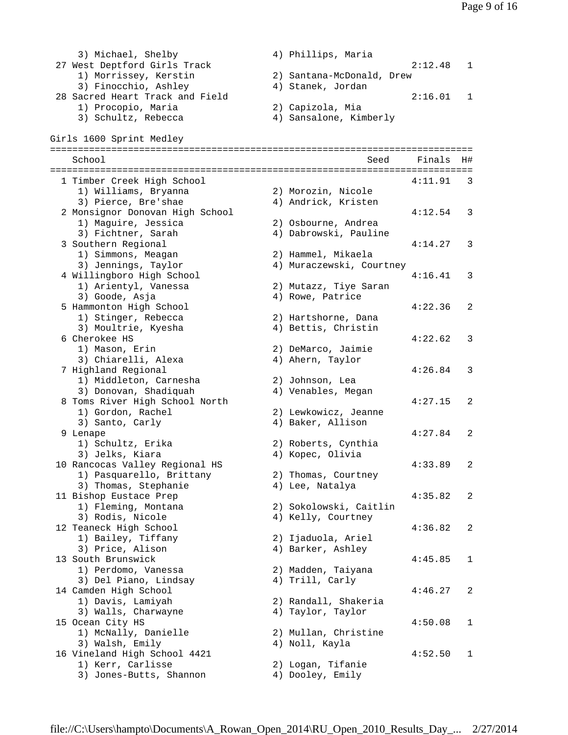3) Michael, Shelby 4) Phillips, Maria

| Place | School | Seed | Finals | H# |
|---|---|---|---|---|
| 27 | West Deptford Girls Track | | 2:12.48 | 1 |
| | 1) Morrissey, Kerstin; 2) Santana-McDonald, Drew; 3) Finocchio, Ashley; 4) Stanek, Jordan | | | |
| 28 | Sacred Heart Track and Field | | 2:16.01 | 1 |
| | 1) Procopio, Maria; 2) Capizola, Mia; 3) Schultz, Rebecca; 4) Sansalone, Kimberly | | | |

## Girls 1600 Sprint Medley

| Place | School | Seed | Finals | H# |
|---|---|---|---|---|
| 1 | Timber Creek High School | | 4:11.91 | 3 |
| | 1) Williams, Bryanna; 2) Morozin, Nicole; 3) Pierce, Bre'shae; 4) Andrick, Kristen | | | |
| 2 | Monsignor Donovan High School | | 4:12.54 | 3 |
| | 1) Maguire, Jessica; 2) Osbourne, Andrea; 3) Fichtner, Sarah; 4) Dabrowski, Pauline | | | |
| 3 | Southern Regional | | 4:14.27 | 3 |
| | 1) Simmons, Meagan; 2) Hammel, Mikaela; 3) Jennings, Taylor; 4) Muraczewski, Courtney | | | |
| 4 | Willingboro High School | | 4:16.41 | 3 |
| | 1) Arientyl, Vanessa; 2) Mutazz, Tiye Saran; 3) Goode, Asja; 4) Rowe, Patrice | | | |
| 5 | Hammonton High School | | 4:22.36 | 2 |
| | 1) Stinger, Rebecca; 2) Hartshorne, Dana; 3) Moultrie, Kyesha; 4) Bettis, Christin | | | |
| 6 | Cherokee HS | | 4:22.62 | 3 |
| | 1) Mason, Erin; 2) DeMarco, Jaimie; 3) Chiarelli, Alexa; 4) Ahern, Taylor | | | |
| 7 | Highland Regional | | 4:26.84 | 3 |
| | 1) Middleton, Carnesha; 2) Johnson, Lea; 3) Donovan, Shadiquah; 4) Venables, Megan | | | |
| 8 | Toms River High School North | | 4:27.15 | 2 |
| | 1) Gordon, Rachel; 2) Lewkowicz, Jeanne; 3) Santo, Carly; 4) Baker, Allison | | | |
| 9 | Lenape | | 4:27.84 | 2 |
| | 1) Schultz, Erika; 2) Roberts, Cynthia; 3) Jelks, Kiara; 4) Kopec, Olivia | | | |
| 10 | Rancocas Valley Regional HS | | 4:33.89 | 2 |
| | 1) Pasquarello, Brittany; 2) Thomas, Courtney; 3) Thomas, Stephanie; 4) Lee, Natalya | | | |
| 11 | Bishop Eustace Prep | | 4:35.82 | 2 |
| | 1) Fleming, Montana; 2) Sokolowski, Caitlin; 3) Rodis, Nicole; 4) Kelly, Courtney | | | |
| 12 | Teaneck High School | | 4:36.82 | 2 |
| | 1) Bailey, Tiffany; 2) Ijaduola, Ariel; 3) Price, Alison; 4) Barker, Ashley | | | |
| 13 | South Brunswick | | 4:45.85 | 1 |
| | 1) Perdomo, Vanessa; 2) Madden, Taiyana; 3) Del Piano, Lindsay; 4) Trill, Carly | | | |
| 14 | Camden High School | | 4:46.27 | 2 |
| | 1) Davis, Lamiyah; 2) Randall, Shakeria; 3) Walls, Charwayne; 4) Taylor, Taylor | | | |
| 15 | Ocean City HS | | 4:50.08 | 1 |
| | 1) McNally, Danielle; 2) Mullan, Christine; 3) Walsh, Emily; 4) Noll, Kayla | | | |
| 16 | Vineland High School 4421 | | 4:52.50 | 1 |
| | 1) Kerr, Carlisse; 2) Logan, Tifanie; 3) Jones-Butts, Shannon; 4) Dooley, Emily | | | |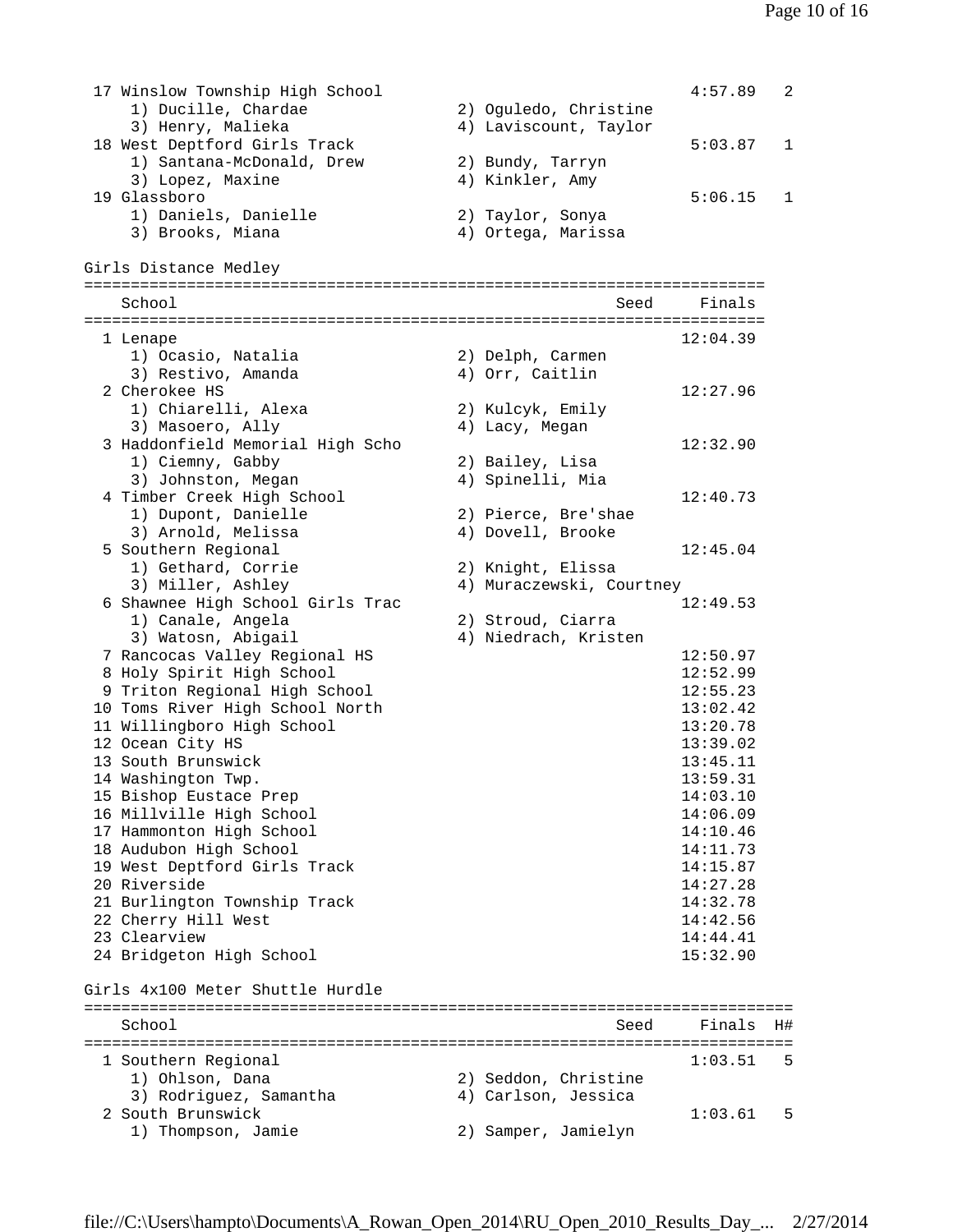| Place | School | Seed | Finals | H# |
|---|---|---|---|---|
| 17 | Winslow Township High School | | 4:57.89 | 2 |
| | 1) Ducille, Chardae; 2) Oguledo, Christine; 3) Henry, Malieka; 4) Laviscount, Taylor | | | |
| 18 | West Deptford Girls Track | | 5:03.87 | 1 |
| | 1) Santana-McDonald, Drew; 2) Bundy, Tarryn; 3) Lopez, Maxine; 4) Kinkler, Amy | | | |
| 19 | Glassboro | | 5:06.15 | 1 |
| | 1) Daniels, Danielle; 2) Taylor, Sonya; 3) Brooks, Miana; 4) Ortega, Marissa | | | |

## Girls Distance Medley

| Place | School | Seed | Finals |
|---|---|---|---|
| 1 | Lenape | | 12:04.39 |
| | 1) Ocasio, Natalia; 2) Delph, Carmen; 3) Restivo, Amanda; 4) Orr, Caitlin | | |
| 2 | Cherokee HS | | 12:27.96 |
| | 1) Chiarelli, Alexa; 2) Kulcyk, Emily; 3) Masoero, Ally; 4) Lacy, Megan | | |
| 3 | Haddonfield Memorial High Scho | | 12:32.90 |
| | 1) Ciemny, Gabby; 2) Bailey, Lisa; 3) Johnston, Megan; 4) Spinelli, Mia | | |
| 4 | Timber Creek High School | | 12:40.73 |
| | 1) Dupont, Danielle; 2) Pierce, Bre'shae; 3) Arnold, Melissa; 4) Dovell, Brooke | | |
| 5 | Southern Regional | | 12:45.04 |
| | 1) Gethard, Corrie; 2) Knight, Elissa; 3) Miller, Ashley; 4) Muraczewski, Courtney | | |
| 6 | Shawnee High School Girls Trac | | 12:49.53 |
| | 1) Canale, Angela; 2) Stroud, Ciarra; 3) Watosn, Abigail; 4) Niedrach, Kristen | | |
| 7 | Rancocas Valley Regional HS | | 12:50.97 |
| 8 | Holy Spirit High School | | 12:52.99 |
| 9 | Triton Regional High School | | 12:55.23 |
| 10 | Toms River High School North | | 13:02.42 |
| 11 | Willingboro High School | | 13:20.78 |
| 12 | Ocean City HS | | 13:39.02 |
| 13 | South Brunswick | | 13:45.11 |
| 14 | Washington Twp. | | 13:59.31 |
| 15 | Bishop Eustace Prep | | 14:03.10 |
| 16 | Millville High School | | 14:06.09 |
| 17 | Hammonton High School | | 14:10.46 |
| 18 | Audubon High School | | 14:11.73 |
| 19 | West Deptford Girls Track | | 14:15.87 |
| 20 | Riverside | | 14:27.28 |
| 21 | Burlington Township Track | | 14:32.78 |
| 22 | Cherry Hill West | | 14:42.56 |
| 23 | Clearview | | 14:44.41 |
| 24 | Bridgeton High School | | 15:32.90 |

## Girls 4x100 Meter Shuttle Hurdle

| Place | School | Seed | Finals | H# |
|---|---|---|---|---|
| 1 | Southern Regional | | 1:03.51 | 5 |
| | 1) Ohlson, Dana; 2) Seddon, Christine; 3) Rodriguez, Samantha; 4) Carlson, Jessica | | | |
| 2 | South Brunswick | | 1:03.61 | 5 |
| | 1) Thompson, Jamie; 2) Samper, Jamielyn | | | |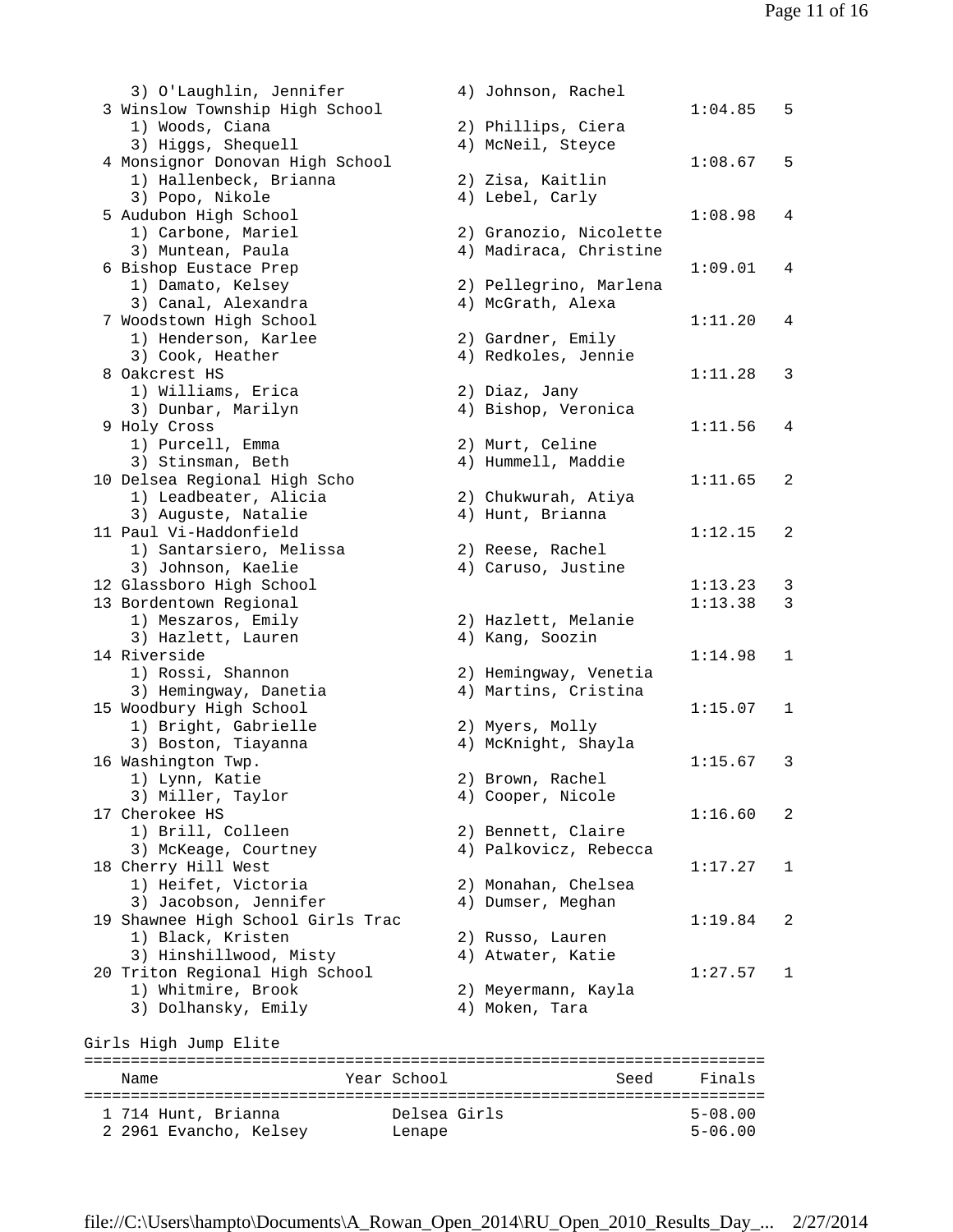```
    3) O'Laughlin, Jennifer           4) Johnson, Rachel
  3 Winslow Township High School                                  1:04.85   5
    1) Woods, Ciana                   2) Phillips, Ciera
    3) Higgs, Shequell                4) McNeil, Steyce
  4 Monsignor Donovan High School                                 1:08.67   5
    1) Hallenbeck, Brianna            2) Zisa, Kaitlin
    3) Popo, Nikole                   4) Lebel, Carly
  5 Audubon High School                                           1:08.98   4
    1) Carbone, Mariel                2) Granozio, Nicolette
    3) Muntean, Paula                 4) Madiraca, Christine
  6 Bishop Eustace Prep                                           1:09.01   4
    1) Damato, Kelsey                 2) Pellegrino, Marlena
    3) Canal, Alexandra               4) McGrath, Alexa
  7 Woodstown High School                                         1:11.20   4
    1) Henderson, Karlee              2) Gardner, Emily
    3) Cook, Heather                  4) Redkoles, Jennie
  8 Oakcrest HS                                                   1:11.28   3
    1) Williams, Erica                2) Diaz, Jany
    3) Dunbar, Marilyn                4) Bishop, Veronica
  9 Holy Cross                                                    1:11.56   4
    1) Purcell, Emma                  2) Murt, Celine
    3) Stinsman, Beth                 4) Hummell, Maddie
 10 Delsea Regional High Scho                                     1:11.65   2
    1) Leadbeater, Alicia             2) Chukwurah, Atiya
    3) Auguste, Natalie               4) Hunt, Brianna
 11 Paul Vi-Haddonfield                                           1:12.15   2
    1) Santarsiero, Melissa           2) Reese, Rachel
    3) Johnson, Kaelie                4) Caruso, Justine
 12 Glassboro High School                                         1:13.23   3
 13 Bordentown Regional                                           1:13.38   3
    1) Meszaros, Emily                2) Hazlett, Melanie
    3) Hazlett, Lauren                4) Kang, Soozin
 14 Riverside                                                     1:14.98   1
    1) Rossi, Shannon                 2) Hemingway, Venetia
    3) Hemingway, Danetia             4) Martins, Cristina
 15 Woodbury High School                                          1:15.07   1
    1) Bright, Gabrielle              2) Myers, Molly
    3) Boston, Tiayanna               4) McKnight, Shayla
 16 Washington Twp.                                               1:15.67   3
    1) Lynn, Katie                    2) Brown, Rachel
    3) Miller, Taylor                 4) Cooper, Nicole
 17 Cherokee HS                                                   1:16.60   2
    1) Brill, Colleen                 2) Bennett, Claire
    3) McKeage, Courtney              4) Palkovicz, Rebecca
 18 Cherry Hill West                                              1:17.27   1
    1) Heifet, Victoria               2) Monahan, Chelsea
    3) Jacobson, Jennifer             4) Dumser, Meghan
 19 Shawnee High School Girls Trac                                1:19.84   2
    1) Black, Kristen                 2) Russo, Lauren
    3) Hinshillwood, Misty            4) Atwater, Katie
 20 Triton Regional High School                                   1:27.57   1
    1) Whitmire, Brook                2) Meyermann, Kayla
    3) Dolhansky, Emily               4) Moken, Tara
```

Girls High Jump Elite

| | Name | Year | School | Seed | Finals |
|---|---|---|---|---|---|
| 1 | 714 Hunt, Brianna | | Delsea Girls | | 5-08.00 |
| 2 | 2961 Evancho, Kelsey | | Lenape | | 5-06.00 |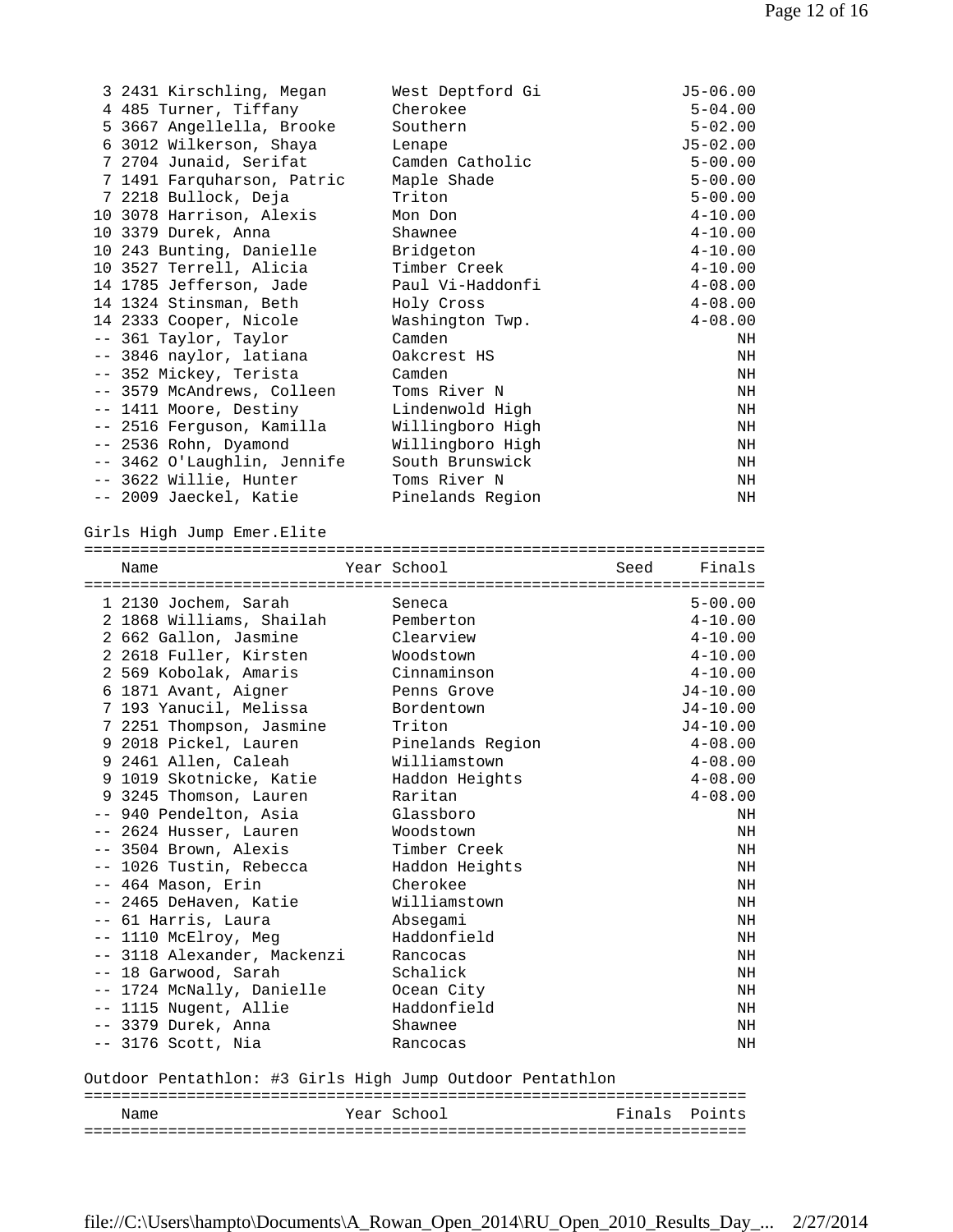| Place | Name | Year | School | Finals |
|---|---|---|---|---|
| 3 | 2431 Kirschling, Megan | | West Deptford Gi | J5-06.00 |
| 4 | 485 Turner, Tiffany | | Cherokee | 5-04.00 |
| 5 | 3667 Angellella, Brooke | | Southern | 5-02.00 |
| 6 | 3012 Wilkerson, Shaya | | Lenape | J5-02.00 |
| 7 | 2704 Junaid, Serifat | | Camden Catholic | 5-00.00 |
| 7 | 1491 Farquharson, Patric | | Maple Shade | 5-00.00 |
| 7 | 2218 Bullock, Deja | | Triton | 5-00.00 |
| 10 | 3078 Harrison, Alexis | | Mon Don | 4-10.00 |
| 10 | 3379 Durek, Anna | | Shawnee | 4-10.00 |
| 10 | 243 Bunting, Danielle | | Bridgeton | 4-10.00 |
| 10 | 3527 Terrell, Alicia | | Timber Creek | 4-10.00 |
| 14 | 1785 Jefferson, Jade | | Paul Vi-Haddonfi | 4-08.00 |
| 14 | 1324 Stinsman, Beth | | Holy Cross | 4-08.00 |
| 14 | 2333 Cooper, Nicole | | Washington Twp. | 4-08.00 |
| -- | 361 Taylor, Taylor | | Camden | NH |
| -- | 3846 naylor, latiana | | Oakcrest HS | NH |
| -- | 352 Mickey, Terista | | Camden | NH |
| -- | 3579 McAndrews, Colleen | | Toms River N | NH |
| -- | 1411 Moore, Destiny | | Lindenwold High | NH |
| -- | 2516 Ferguson, Kamilla | | Willingboro High | NH |
| -- | 2536 Rohn, Dyamond | | Willingboro High | NH |
| -- | 3462 O'Laughlin, Jennife | | South Brunswick | NH |
| -- | 3622 Willie, Hunter | | Toms River N | NH |
| -- | 2009 Jaeckel, Katie | | Pinelands Region | NH |

Girls High Jump Emer.Elite

| Place | Name | Year | School | Seed | Finals |
|---|---|---|---|---|---|
| 1 | 2130 Jochem, Sarah | | Seneca | | 5-00.00 |
| 2 | 1868 Williams, Shailah | | Pemberton | | 4-10.00 |
| 2 | 662 Gallon, Jasmine | | Clearview | | 4-10.00 |
| 2 | 2618 Fuller, Kirsten | | Woodstown | | 4-10.00 |
| 2 | 569 Kobolak, Amaris | | Cinnaminson | | 4-10.00 |
| 6 | 1871 Avant, Aigner | | Penns Grove | | J4-10.00 |
| 7 | 193 Yanucil, Melissa | | Bordentown | | J4-10.00 |
| 7 | 2251 Thompson, Jasmine | | Triton | | J4-10.00 |
| 9 | 2018 Pickel, Lauren | | Pinelands Region | | 4-08.00 |
| 9 | 2461 Allen, Caleah | | Williamstown | | 4-08.00 |
| 9 | 1019 Skotnicke, Katie | | Haddon Heights | | 4-08.00 |
| 9 | 3245 Thomson, Lauren | | Raritan | | 4-08.00 |
| -- | 940 Pendelton, Asia | | Glassboro | | NH |
| -- | 2624 Husser, Lauren | | Woodstown | | NH |
| -- | 3504 Brown, Alexis | | Timber Creek | | NH |
| -- | 1026 Tustin, Rebecca | | Haddon Heights | | NH |
| -- | 464 Mason, Erin | | Cherokee | | NH |
| -- | 2465 DeHaven, Katie | | Williamstown | | NH |
| -- | 61 Harris, Laura | | Absegami | | NH |
| -- | 1110 McElroy, Meg | | Haddonfield | | NH |
| -- | 3118 Alexander, Mackenzi | | Rancocas | | NH |
| -- | 18 Garwood, Sarah | | Schalick | | NH |
| -- | 1724 McNally, Danielle | | Ocean City | | NH |
| -- | 1115 Nugent, Allie | | Haddonfield | | NH |
| -- | 3379 Durek, Anna | | Shawnee | | NH |
| -- | 3176 Scott, Nia | | Rancocas | | NH |

Outdoor Pentathlon: #3 Girls High Jump Outdoor Pentathlon

| Name | Year | School | Finals | Points |
|---|---|---|---|---|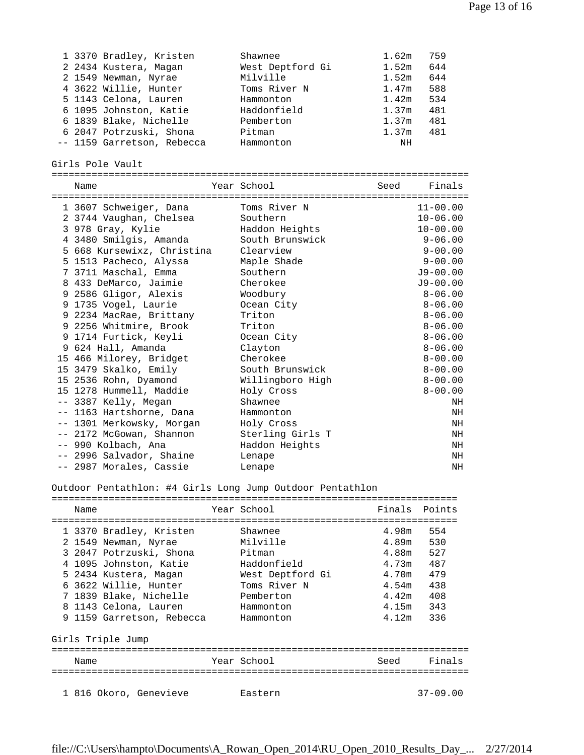| Place | Name | School | Finals | Points |
|---|---|---|---|---|
| 1 | 3370 Bradley, Kristen | Shawnee | 1.62m | 759 |
| 2 | 2434 Kustera, Magan | West Deptford Gi | 1.52m | 644 |
| 2 | 1549 Newman, Nyrae | Milville | 1.52m | 644 |
| 4 | 3622 Willie, Hunter | Toms River N | 1.47m | 588 |
| 5 | 1143 Celona, Lauren | Hammonton | 1.42m | 534 |
| 6 | 1095 Johnston, Katie | Haddonfield | 1.37m | 481 |
| 6 | 1839 Blake, Nichelle | Pemberton | 1.37m | 481 |
| 6 | 2047 Potrzuski, Shona | Pitman | 1.37m | 481 |
| -- | 1159 Garretson, Rebecca | Hammonton | NH | |

## Girls Pole Vault

| Place | Name | Year | School | Seed | Finals |
|---|---|---|---|---|---|
| 1 | 3607 Schweiger, Dana | | Toms River N | | 11-00.00 |
| 2 | 3744 Vaughan, Chelsea | | Southern | | 10-06.00 |
| 3 | 978 Gray, Kylie | | Haddon Heights | | 10-00.00 |
| 4 | 3480 Smilgis, Amanda | | South Brunswick | | 9-06.00 |
| 5 | 668 Kursewixz, Christina | | Clearview | | 9-00.00 |
| 5 | 1513 Pacheco, Alyssa | | Maple Shade | | 9-00.00 |
| 7 | 3711 Maschal, Emma | | Southern | | J9-00.00 |
| 8 | 433 DeMarco, Jaimie | | Cherokee | | J9-00.00 |
| 9 | 2586 Gligor, Alexis | | Woodbury | | 8-06.00 |
| 9 | 1735 Vogel, Laurie | | Ocean City | | 8-06.00 |
| 9 | 2234 MacRae, Brittany | | Triton | | 8-06.00 |
| 9 | 2256 Whitmire, Brook | | Triton | | 8-06.00 |
| 9 | 1714 Furtick, Keyli | | Ocean City | | 8-06.00 |
| 9 | 624 Hall, Amanda | | Clayton | | 8-06.00 |
| 15 | 466 Milorey, Bridget | | Cherokee | | 8-00.00 |
| 15 | 3479 Skalko, Emily | | South Brunswick | | 8-00.00 |
| 15 | 2536 Rohn, Dyamond | | Willingboro High | | 8-00.00 |
| 15 | 1278 Hummell, Maddie | | Holy Cross | | 8-00.00 |
| -- | 3387 Kelly, Megan | | Shawnee | | NH |
| -- | 1163 Hartshorne, Dana | | Hammonton | | NH |
| -- | 1301 Merkowsky, Morgan | | Holy Cross | | NH |
| -- | 2172 McGowan, Shannon | | Sterling Girls T | | NH |
| -- | 990 Kolbach, Ana | | Haddon Heights | | NH |
| -- | 2996 Salvador, Shaine | | Lenape | | NH |
| -- | 2987 Morales, Cassie | | Lenape | | NH |

## Outdoor Pentathlon: #4 Girls Long Jump Outdoor Pentathlon

| Place | Name | Year | School | Finals | Points |
|---|---|---|---|---|---|
| 1 | 3370 Bradley, Kristen | | Shawnee | 4.98m | 554 |
| 2 | 1549 Newman, Nyrae | | Milville | 4.89m | 530 |
| 3 | 2047 Potrzuski, Shona | | Pitman | 4.88m | 527 |
| 4 | 1095 Johnston, Katie | | Haddonfield | 4.73m | 487 |
| 5 | 2434 Kustera, Magan | | West Deptford Gi | 4.70m | 479 |
| 6 | 3622 Willie, Hunter | | Toms River N | 4.54m | 438 |
| 7 | 1839 Blake, Nichelle | | Pemberton | 4.42m | 408 |
| 8 | 1143 Celona, Lauren | | Hammonton | 4.15m | 343 |
| 9 | 1159 Garretson, Rebecca | | Hammonton | 4.12m | 336 |

## Girls Triple Jump

| Place | Name | Year | School | Seed | Finals |
|---|---|---|---|---|---|
| 1 | 816 Okoro, Genevieve | | Eastern | | 37-09.00 |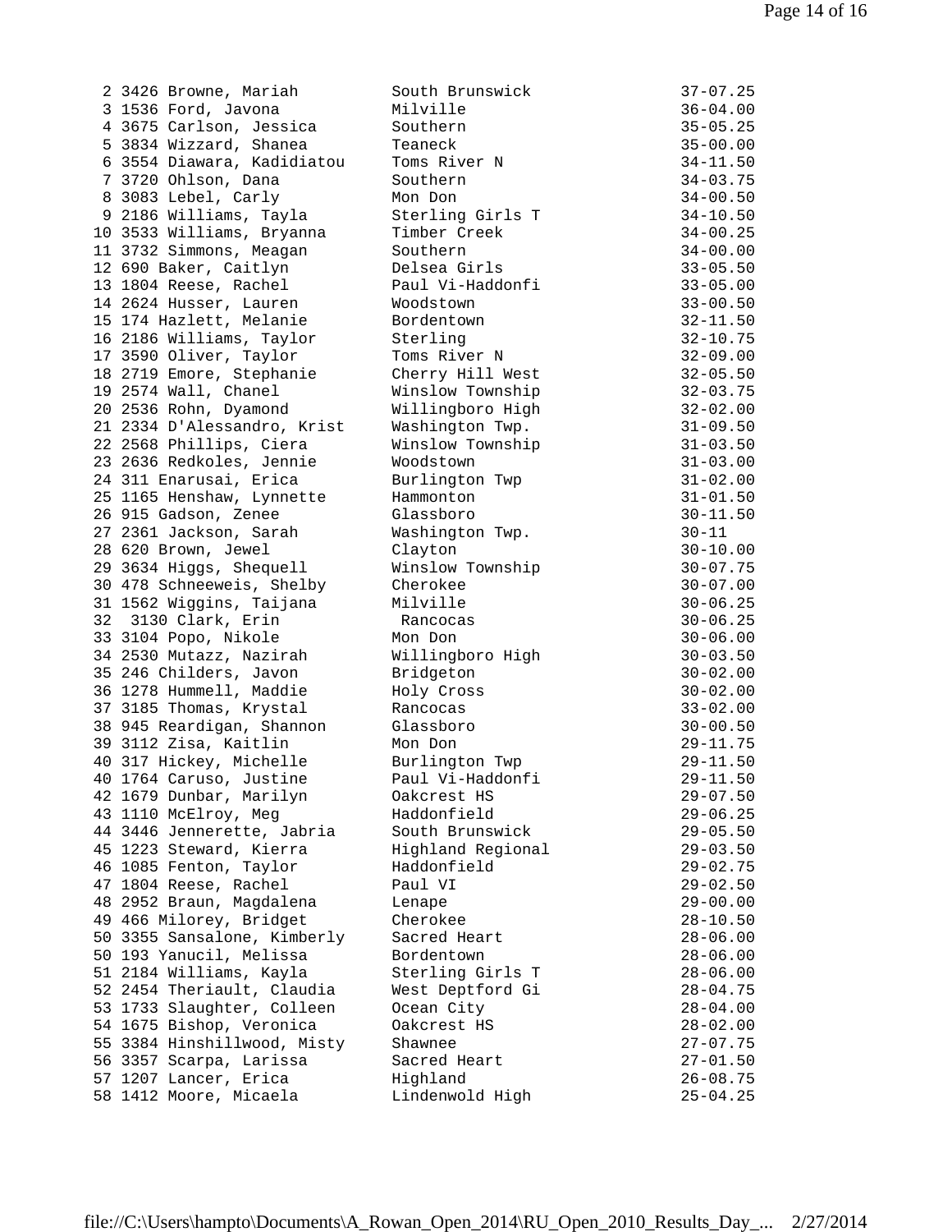```
  2 3426 Browne, Mariah         South Brunswick              37-07.25
  3 1536 Ford, Javona           Milville                     36-04.00
  4 3675 Carlson, Jessica       Southern                     35-05.25
  5 3834 Wizzard, Shanea        Teaneck                      35-00.00
  6 3554 Diawara, Kadidiatou    Toms River N                 34-11.50
  7 3720 Ohlson, Dana           Southern                     34-03.75
  8 3083 Lebel, Carly           Mon Don                      34-00.50
  9 2186 Williams, Tayla        Sterling Girls T             34-10.50
 10 3533 Williams, Bryanna      Timber Creek                 34-00.25
 11 3732 Simmons, Meagan        Southern                     34-00.00
 12 690 Baker, Caitlyn          Delsea Girls                 33-05.50
 13 1804 Reese, Rachel          Paul Vi-Haddonfi             33-05.00
 14 2624 Husser, Lauren         Woodstown                    33-00.50
 15 174 Hazlett, Melanie        Bordentown                   32-11.50
 16 2186 Williams, Taylor       Sterling                     32-10.75
 17 3590 Oliver, Taylor         Toms River N                 32-09.00
 18 2719 Emore, Stephanie       Cherry Hill West             32-05.50
 19 2574 Wall, Chanel           Winslow Township             32-03.75
 20 2536 Rohn, Dyamond          Willingboro High             32-02.00
 21 2334 D'Alessandro, Krist    Washington Twp.              31-09.50
 22 2568 Phillips, Ciera        Winslow Township             31-03.50
 23 2636 Redkoles, Jennie       Woodstown                    31-03.00
 24 311 Enarusai, Erica         Burlington Twp               31-02.00
 25 1165 Henshaw, Lynnette      Hammonton                    31-01.50
 26 915 Gadson, Zenee           Glassboro                    30-11.50
 27 2361 Jackson, Sarah         Washington Twp.              30-11
 28 620 Brown, Jewel            Clayton                      30-10.00
 29 3634 Higgs, Shequell        Winslow Township             30-07.75
 30 478 Schneeweis, Shelby      Cherokee                     30-07.00
 31 1562 Wiggins, Taijana       Milville                     30-06.25
 32  3130 Clark, Erin            Rancocas                    30-06.25
 33 3104 Popo, Nikole           Mon Don                      30-06.00
 34 2530 Mutazz, Nazirah        Willingboro High             30-03.50
 35 246 Childers, Javon         Bridgeton                    30-02.00
 36 1278 Hummell, Maddie        Holy Cross                   30-02.00
 37 3185 Thomas, Krystal        Rancocas                     33-02.00
 38 945 Reardigan, Shannon      Glassboro                    30-00.50
 39 3112 Zisa, Kaitlin          Mon Don                      29-11.75
 40 317 Hickey, Michelle        Burlington Twp               29-11.50
 40 1764 Caruso, Justine        Paul Vi-Haddonfi             29-11.50
 42 1679 Dunbar, Marilyn        Oakcrest HS                  29-07.50
 43 1110 McElroy, Meg           Haddonfield                  29-06.25
 44 3446 Jennerette, Jabria     South Brunswick              29-05.50
 45 1223 Steward, Kierra        Highland Regional            29-03.50
 46 1085 Fenton, Taylor         Haddonfield                  29-02.75
 47 1804 Reese, Rachel          Paul VI                      29-02.50
 48 2952 Braun, Magdalena       Lenape                       29-00.00
 49 466 Milorey, Bridget        Cherokee                     28-10.50
 50 3355 Sansalone, Kimberly    Sacred Heart                 28-06.00
 50 193 Yanucil, Melissa        Bordentown                   28-06.00
 51 2184 Williams, Kayla        Sterling Girls T             28-06.00
 52 2454 Theriault, Claudia     West Deptford Gi             28-04.75
 53 1733 Slaughter, Colleen     Ocean City                   28-04.00
 54 1675 Bishop, Veronica       Oakcrest HS                  28-02.00
 55 3384 Hinshillwood, Misty    Shawnee                      27-07.75
 56 3357 Scarpa, Larissa        Sacred Heart                 27-01.50
 57 1207 Lancer, Erica          Highland                     26-08.75
 58 1412 Moore, Micaela         Lindenwold High              25-04.25
```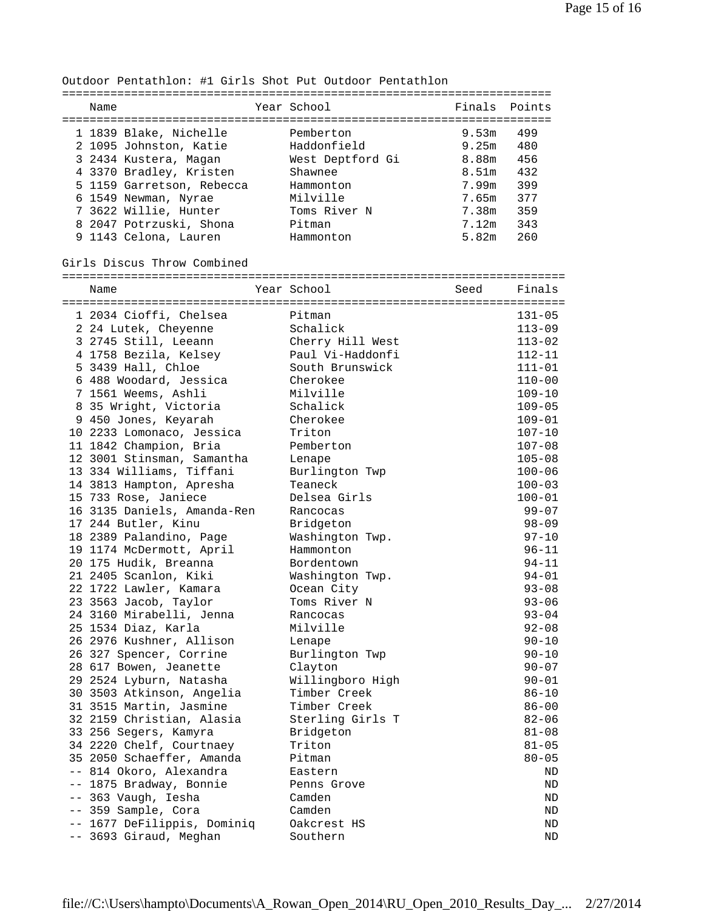Outdoor Pentathlon: #1 Girls Shot Put Outdoor Pentathlon

| Place | # | Name | Year | School | Finals | Points |
|---|---|---|---|---|---|---|
| 1 | 1839 | Blake, Nichelle | | Pemberton | 9.53m | 499 |
| 2 | 1095 | Johnston, Katie | | Haddonfield | 9.25m | 480 |
| 3 | 2434 | Kustera, Magan | | West Deptford Gi | 8.88m | 456 |
| 4 | 3370 | Bradley, Kristen | | Shawnee | 8.51m | 432 |
| 5 | 1159 | Garretson, Rebecca | | Hammonton | 7.99m | 399 |
| 6 | 1549 | Newman, Nyrae | | Milville | 7.65m | 377 |
| 7 | 3622 | Willie, Hunter | | Toms River N | 7.38m | 359 |
| 8 | 2047 | Potrzuski, Shona | | Pitman | 7.12m | 343 |
| 9 | 1143 | Celona, Lauren | | Hammonton | 5.82m | 260 |

Girls Discus Throw Combined

| Place | # | Name | Year | School | Seed | Finals |
|---|---|---|---|---|---|---|
| 1 | 2034 | Cioffi, Chelsea | | Pitman | | 131-05 |
| 2 | 24 | Lutek, Cheyenne | | Schalick | | 113-09 |
| 3 | 2745 | Still, Leeann | | Cherry Hill West | | 113-02 |
| 4 | 1758 | Bezila, Kelsey | | Paul Vi-Haddonfi | | 112-11 |
| 5 | 3439 | Hall, Chloe | | South Brunswick | | 111-01 |
| 6 | 488 | Woodard, Jessica | | Cherokee | | 110-00 |
| 7 | 1561 | Weems, Ashli | | Milville | | 109-10 |
| 8 | 35 | Wright, Victoria | | Schalick | | 109-05 |
| 9 | 450 | Jones, Keyarah | | Cherokee | | 109-01 |
| 10 | 2233 | Lomonaco, Jessica | | Triton | | 107-10 |
| 11 | 1842 | Champion, Bria | | Pemberton | | 107-08 |
| 12 | 3001 | Stinsman, Samantha | | Lenape | | 105-08 |
| 13 | 334 | Williams, Tiffani | | Burlington Twp | | 100-06 |
| 14 | 3813 | Hampton, Apresha | | Teaneck | | 100-03 |
| 15 | 733 | Rose, Janiece | | Delsea Girls | | 100-01 |
| 16 | 3135 | Daniels, Amanda-Ren | | Rancocas | | 99-07 |
| 17 | 244 | Butler, Kinu | | Bridgeton | | 98-09 |
| 18 | 2389 | Palandino, Page | | Washington Twp. | | 97-10 |
| 19 | 1174 | McDermott, April | | Hammonton | | 96-11 |
| 20 | 175 | Hudik, Breanna | | Bordentown | | 94-11 |
| 21 | 2405 | Scanlon, Kiki | | Washington Twp. | | 94-01 |
| 22 | 1722 | Lawler, Kamara | | Ocean City | | 93-08 |
| 23 | 3563 | Jacob, Taylor | | Toms River N | | 93-06 |
| 24 | 3160 | Mirabelli, Jenna | | Rancocas | | 93-04 |
| 25 | 1534 | Diaz, Karla | | Milville | | 92-08 |
| 26 | 2976 | Kushner, Allison | | Lenape | | 90-10 |
| 26 | 327 | Spencer, Corrine | | Burlington Twp | | 90-10 |
| 28 | 617 | Bowen, Jeanette | | Clayton | | 90-07 |
| 29 | 2524 | Lyburn, Natasha | | Willingboro High | | 90-01 |
| 30 | 3503 | Atkinson, Angelia | | Timber Creek | | 86-10 |
| 31 | 3515 | Martin, Jasmine | | Timber Creek | | 86-00 |
| 32 | 2159 | Christian, Alasia | | Sterling Girls T | | 82-06 |
| 33 | 256 | Segers, Kamyra | | Bridgeton | | 81-08 |
| 34 | 2220 | Chelf, Courtnaey | | Triton | | 81-05 |
| 35 | 2050 | Schaeffer, Amanda | | Pitman | | 80-05 |
| -- | 814 | Okoro, Alexandra | | Eastern | | ND |
| -- | 1875 | Bradway, Bonnie | | Penns Grove | | ND |
| -- | 363 | Vaugh, Iesha | | Camden | | ND |
| -- | 359 | Sample, Cora | | Camden | | ND |
| -- | 1677 | DeFilippis, Dominiq | | Oakcrest HS | | ND |
| -- | 3693 | Giraud, Meghan | | Southern | | ND |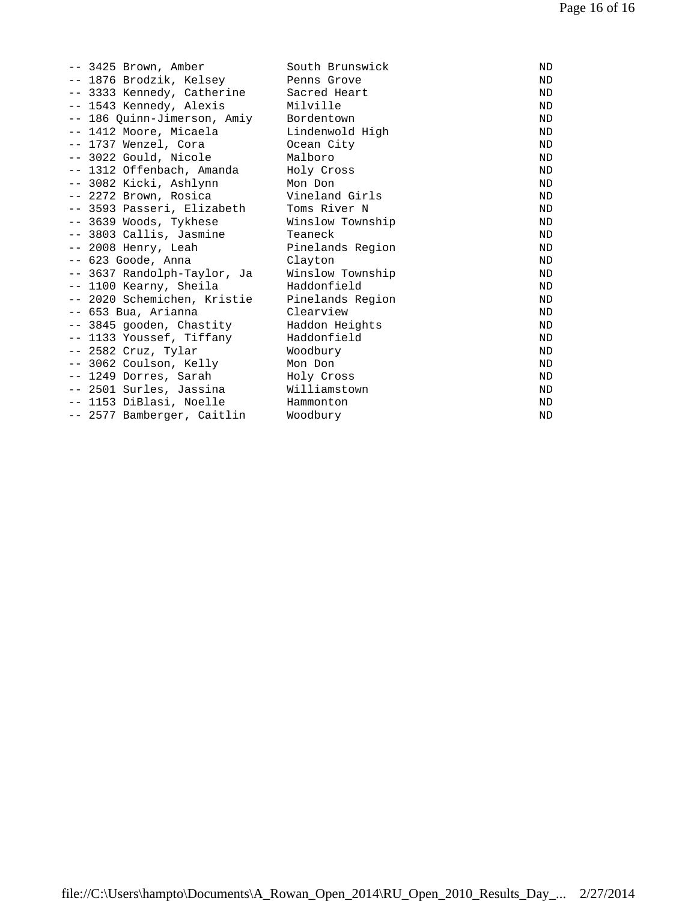| | | | | |
|---|---|---|---|---|
| -- | 3425 | Brown, Amber | South Brunswick | ND |
| -- | 1876 | Brodzik, Kelsey | Penns Grove | ND |
| -- | 3333 | Kennedy, Catherine | Sacred Heart | ND |
| -- | 1543 | Kennedy, Alexis | Milville | ND |
| -- | 186 | Quinn-Jimerson, Amiy | Bordentown | ND |
| -- | 1412 | Moore, Micaela | Lindenwold High | ND |
| -- | 1737 | Wenzel, Cora | Ocean City | ND |
| -- | 3022 | Gould, Nicole | Malboro | ND |
| -- | 1312 | Offenbach, Amanda | Holy Cross | ND |
| -- | 3082 | Kicki, Ashlynn | Mon Don | ND |
| -- | 2272 | Brown, Rosica | Vineland Girls | ND |
| -- | 3593 | Passeri, Elizabeth | Toms River N | ND |
| -- | 3639 | Woods, Tykhese | Winslow Township | ND |
| -- | 3803 | Callis, Jasmine | Teaneck | ND |
| -- | 2008 | Henry, Leah | Pinelands Region | ND |
| -- | 623 | Goode, Anna | Clayton | ND |
| -- | 3637 | Randolph-Taylor, Ja | Winslow Township | ND |
| -- | 1100 | Kearny, Sheila | Haddonfield | ND |
| -- | 2020 | Schemichen, Kristie | Pinelands Region | ND |
| -- | 653 | Bua, Arianna | Clearview | ND |
| -- | 3845 | gooden, Chastity | Haddon Heights | ND |
| -- | 1133 | Youssef, Tiffany | Haddonfield | ND |
| -- | 2582 | Cruz, Tylar | Woodbury | ND |
| -- | 3062 | Coulson, Kelly | Mon Don | ND |
| -- | 1249 | Dorres, Sarah | Holy Cross | ND |
| -- | 2501 | Surles, Jassina | Williamstown | ND |
| -- | 1153 | DiBlasi, Noelle | Hammonton | ND |
| -- | 2577 | Bamberger, Caitlin | Woodbury | ND |